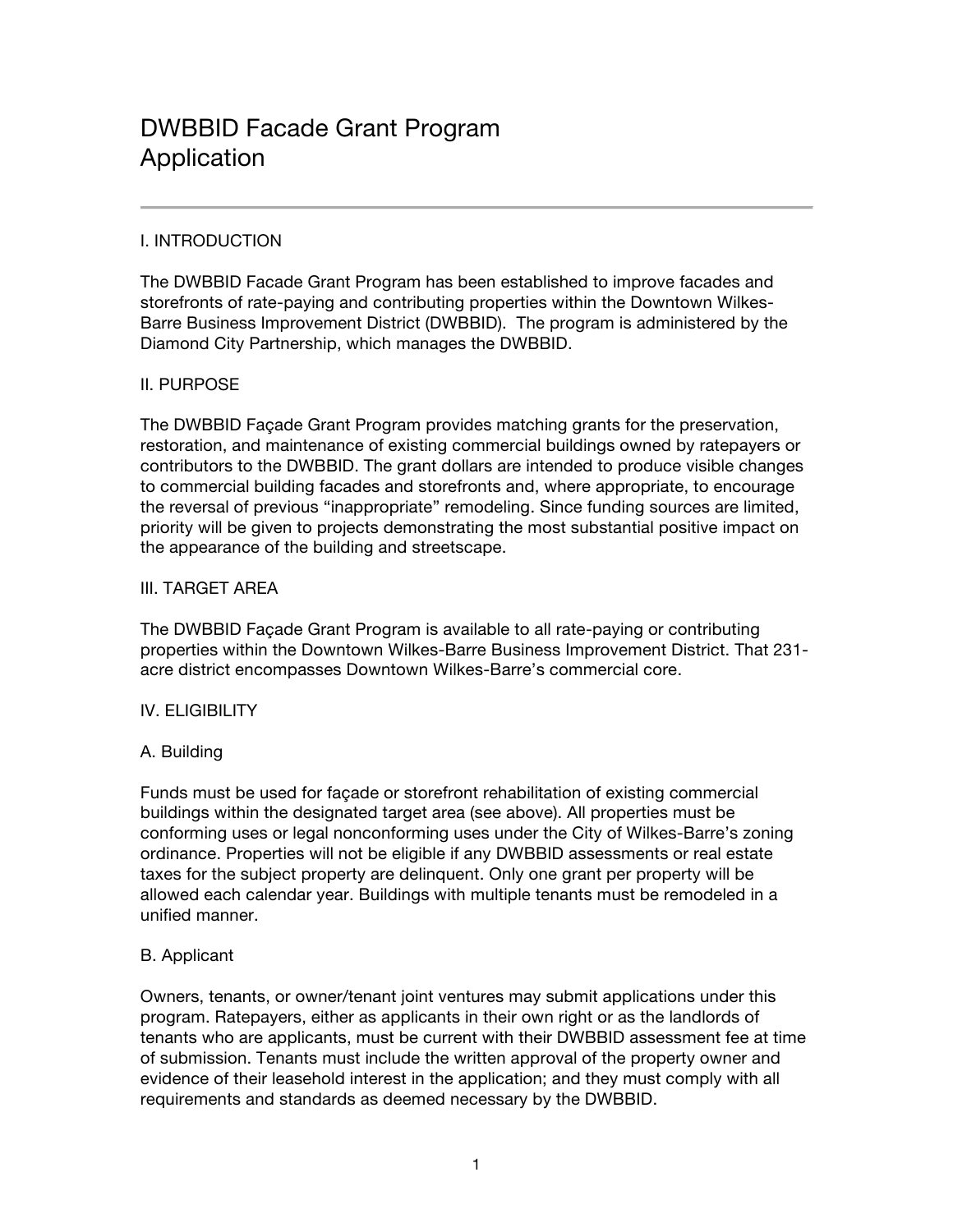# DWBBID Facade Grant Program Application

## I. INTRODUCTION

The DWBBID Facade Grant Program has been established to improve facades and storefronts of rate-paying and contributing properties within the Downtown Wilkes-Barre Business Improvement District (DWBBID). The program is administered by the Diamond City Partnership, which manages the DWBBID.

## II. PURPOSE

The DWBBID Façade Grant Program provides matching grants for the preservation, restoration, and maintenance of existing commercial buildings owned by ratepayers or contributors to the DWBBID. The grant dollars are intended to produce visible changes to commercial building facades and storefronts and, where appropriate, to encourage the reversal of previous "inappropriate" remodeling. Since funding sources are limited, priority will be given to projects demonstrating the most substantial positive impact on the appearance of the building and streetscape.

## III. TARGET AREA

The DWBBID Façade Grant Program is available to all rate-paying or contributing properties within the Downtown Wilkes-Barre Business Improvement District. That 231-acre district encompasses Downtown Wilkes-Barre's commercial core.

## IV. ELIGIBILITY

### A. Building

Funds must be used for façade or storefront rehabilitation of existing commercial buildings within the designated target area (see above). All properties must be conforming uses or legal nonconforming uses under the City of Wilkes-Barre's zoning ordinance. Properties will not be eligible if any DWBBID assessments or real estate taxes for the subject property are delinquent. Only one grant per property will be allowed each calendar year. Buildings with multiple tenants must be remodeled in a unified manner.

### B. Applicant

Owners, tenants, or owner/tenant joint ventures may submit applications under this program. Ratepayers, either as applicants in their own right or as the landlords of tenants who are applicants, must be current with their DWBBID assessment fee at time of submission. Tenants must include the written approval of the property owner and evidence of their leasehold interest in the application; and they must comply with all requirements and standards as deemed necessary by the DWBBID.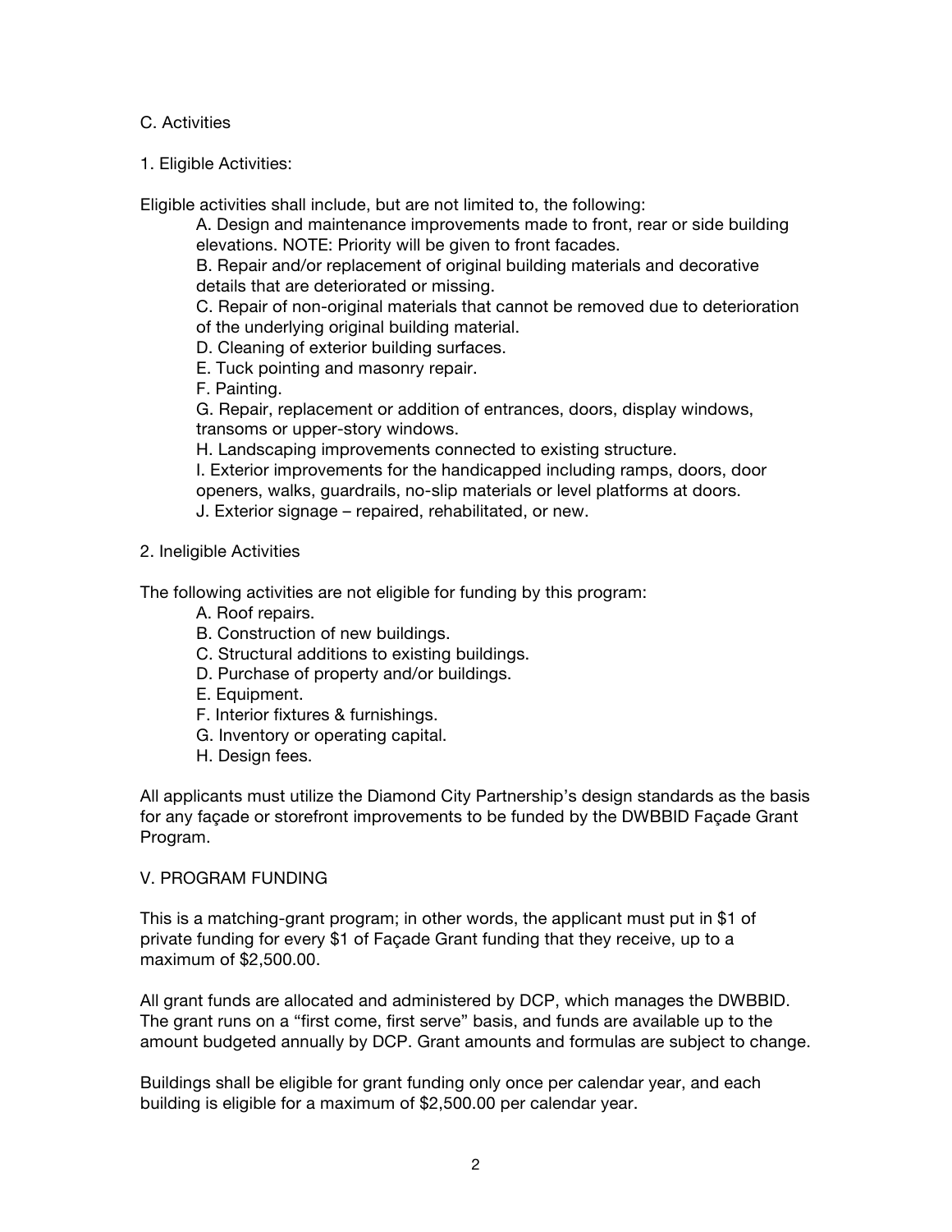### C. Activities

#### 1. Eligible Activities:

Eligible activities shall include, but are not limited to, the following:

- A. Design and maintenance improvements made to front, rear or side building elevations. NOTE: Priority will be given to front facades.
- B. Repair and/or replacement of original building materials and decorative details that are deteriorated or missing.
- C. Repair of non-original materials that cannot be removed due to deterioration of the underlying original building material.
- D. Cleaning of exterior building surfaces.
- E. Tuck pointing and masonry repair.
- F. Painting.
- G. Repair, replacement or addition of entrances, doors, display windows, transoms or upper-story windows.
- H. Landscaping improvements connected to existing structure.
- I. Exterior improvements for the handicapped including ramps, doors, door openers, walks, guardrails, no-slip materials or level platforms at doors.
- J. Exterior signage – repaired, rehabilitated, or new.

#### 2. Ineligible Activities

The following activities are not eligible for funding by this program:

- A. Roof repairs.
- B. Construction of new buildings.
- C. Structural additions to existing buildings.
- D. Purchase of property and/or buildings.
- E. Equipment.
- F. Interior fixtures & furnishings.
- G. Inventory or operating capital.
- H. Design fees.

All applicants must utilize the Diamond City Partnership's design standards as the basis for any façade or storefront improvements to be funded by the DWBBID Façade Grant Program.

## V. PROGRAM FUNDING

This is a matching-grant program; in other words, the applicant must put in $1 of private funding for every $1 of Façade Grant funding that they receive, up to a maximum of $2,500.00.

All grant funds are allocated and administered by DCP, which manages the DWBBID. The grant runs on a "first come, first serve" basis, and funds are available up to the amount budgeted annually by DCP. Grant amounts and formulas are subject to change.

Buildings shall be eligible for grant funding only once per calendar year, and each building is eligible for a maximum of $2,500.00 per calendar year.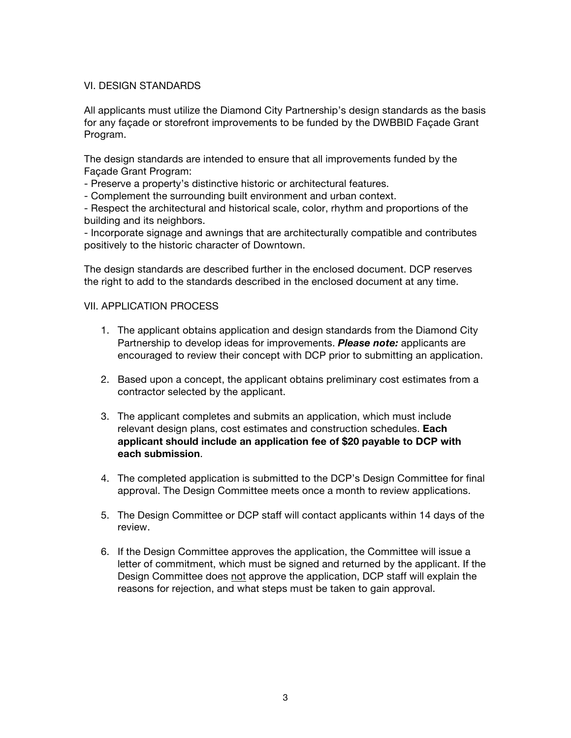## VI. DESIGN STANDARDS

All applicants must utilize the Diamond City Partnership's design standards as the basis for any façade or storefront improvements to be funded by the DWBBID Façade Grant Program.

The design standards are intended to ensure that all improvements funded by the Façade Grant Program:

- Preserve a property's distinctive historic or architectural features.
- Complement the surrounding built environment and urban context.
- Respect the architectural and historical scale, color, rhythm and proportions of the building and its neighbors.
- Incorporate signage and awnings that are architecturally compatible and contributes positively to the historic character of Downtown.

The design standards are described further in the enclosed document. DCP reserves the right to add to the standards described in the enclosed document at any time.

## VII. APPLICATION PROCESS

1. The applicant obtains application and design standards from the Diamond City Partnership to develop ideas for improvements. ***Please note:*** applicants are encouraged to review their concept with DCP prior to submitting an application.

2. Based upon a concept, the applicant obtains preliminary cost estimates from a contractor selected by the applicant.

3. The applicant completes and submits an application, which must include relevant design plans, cost estimates and construction schedules. **Each applicant should include an application fee of $20 payable to DCP with each submission**.

4. The completed application is submitted to the DCP's Design Committee for final approval. The Design Committee meets once a month to review applications.

5. The Design Committee or DCP staff will contact applicants within 14 days of the review.

6. If the Design Committee approves the application, the Committee will issue a letter of commitment, which must be signed and returned by the applicant. If the Design Committee does <u>not</u> approve the application, DCP staff will explain the reasons for rejection, and what steps must be taken to gain approval.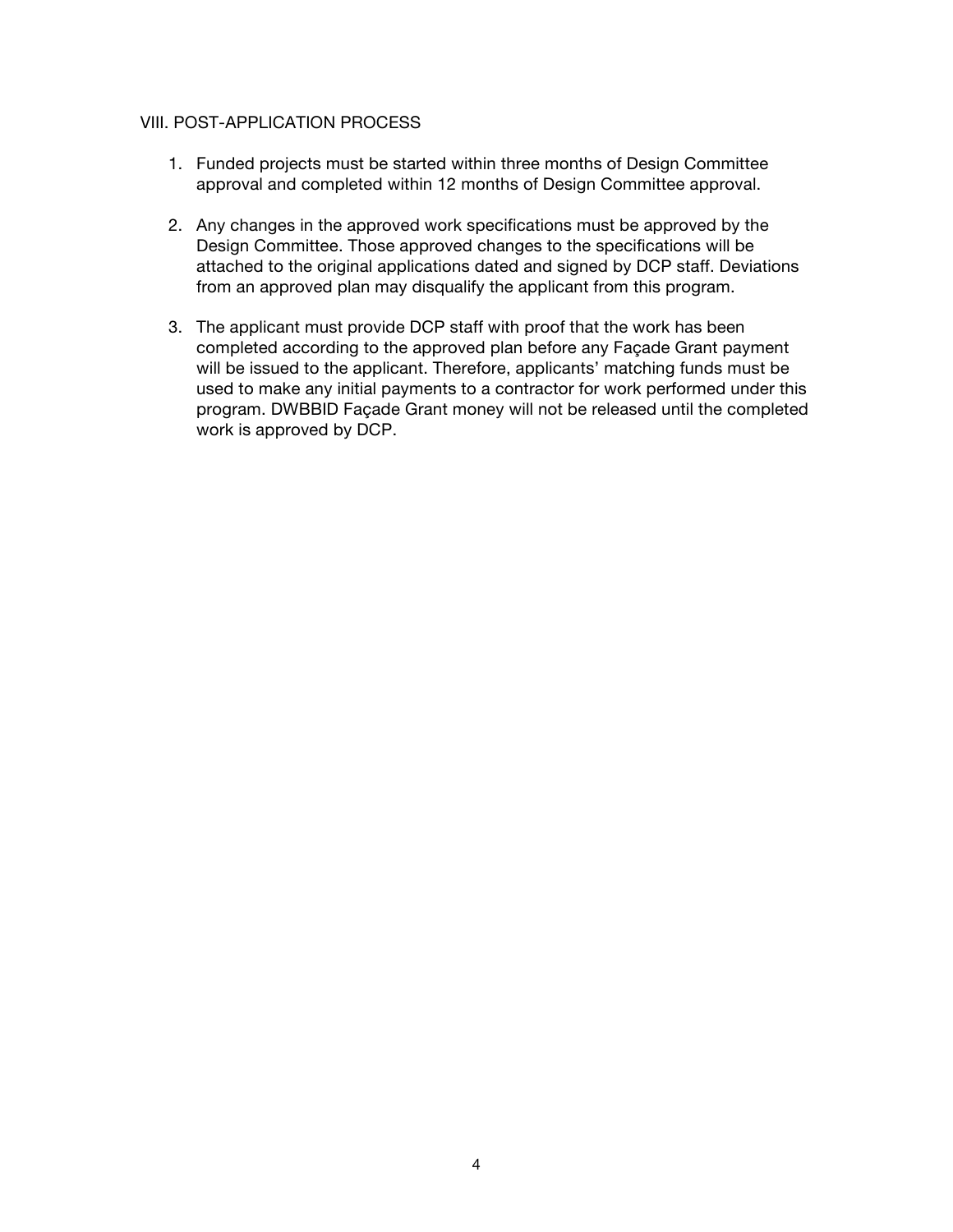## VIII. POST-APPLICATION PROCESS

1. Funded projects must be started within three months of Design Committee approval and completed within 12 months of Design Committee approval.

2. Any changes in the approved work specifications must be approved by the Design Committee. Those approved changes to the specifications will be attached to the original applications dated and signed by DCP staff. Deviations from an approved plan may disqualify the applicant from this program.

3. The applicant must provide DCP staff with proof that the work has been completed according to the approved plan before any Façade Grant payment will be issued to the applicant. Therefore, applicants' matching funds must be used to make any initial payments to a contractor for work performed under this program. DWBBID Façade Grant money will not be released until the completed work is approved by DCP.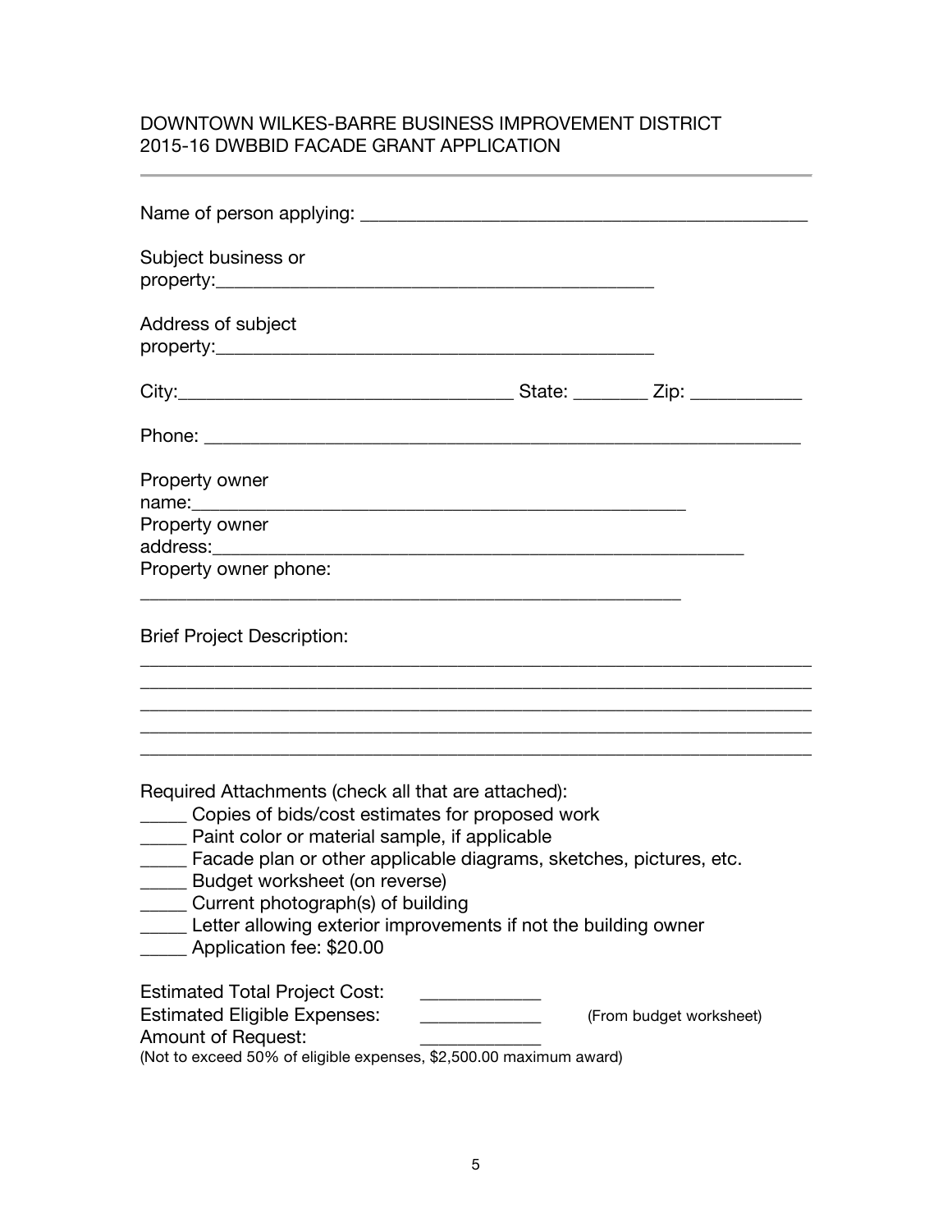# DOWNTOWN WILKES-BARRE BUSINESS IMPROVEMENT DISTRICT
## 2015-16 DWBBID FACADE GRANT APPLICATION

---

Name of person applying: ______________________________________________

Subject business or property:_____________________________________________

Address of subject property:_____________________________________________

City:_________________________________ State: ________ Zip: ___________

Phone: __________________________________________________________

Property owner name:____________________________________________________

Property owner address:__________________________________________________

Property owner phone: ___________________________________________________

Brief Project Description:

_____________________________________________________________________

_____________________________________________________________________

_____________________________________________________________________

_____________________________________________________________________

_____________________________________________________________________

Required Attachments (check all that are attached):

_____ Copies of bids/cost estimates for proposed work

_____ Paint color or material sample, if applicable

_____ Facade plan or other applicable diagrams, sketches, pictures, etc.

_____ Budget worksheet (on reverse)

_____ Current photograph(s) of building

_____ Letter allowing exterior improvements if not the building owner

_____ Application fee: $20.00

Estimated Total Project Cost: ____________

Estimated Eligible Expenses: ____________ (From budget worksheet)

Amount of Request: ____________

(Not to exceed 50% of eligible expenses, $2,500.00 maximum award)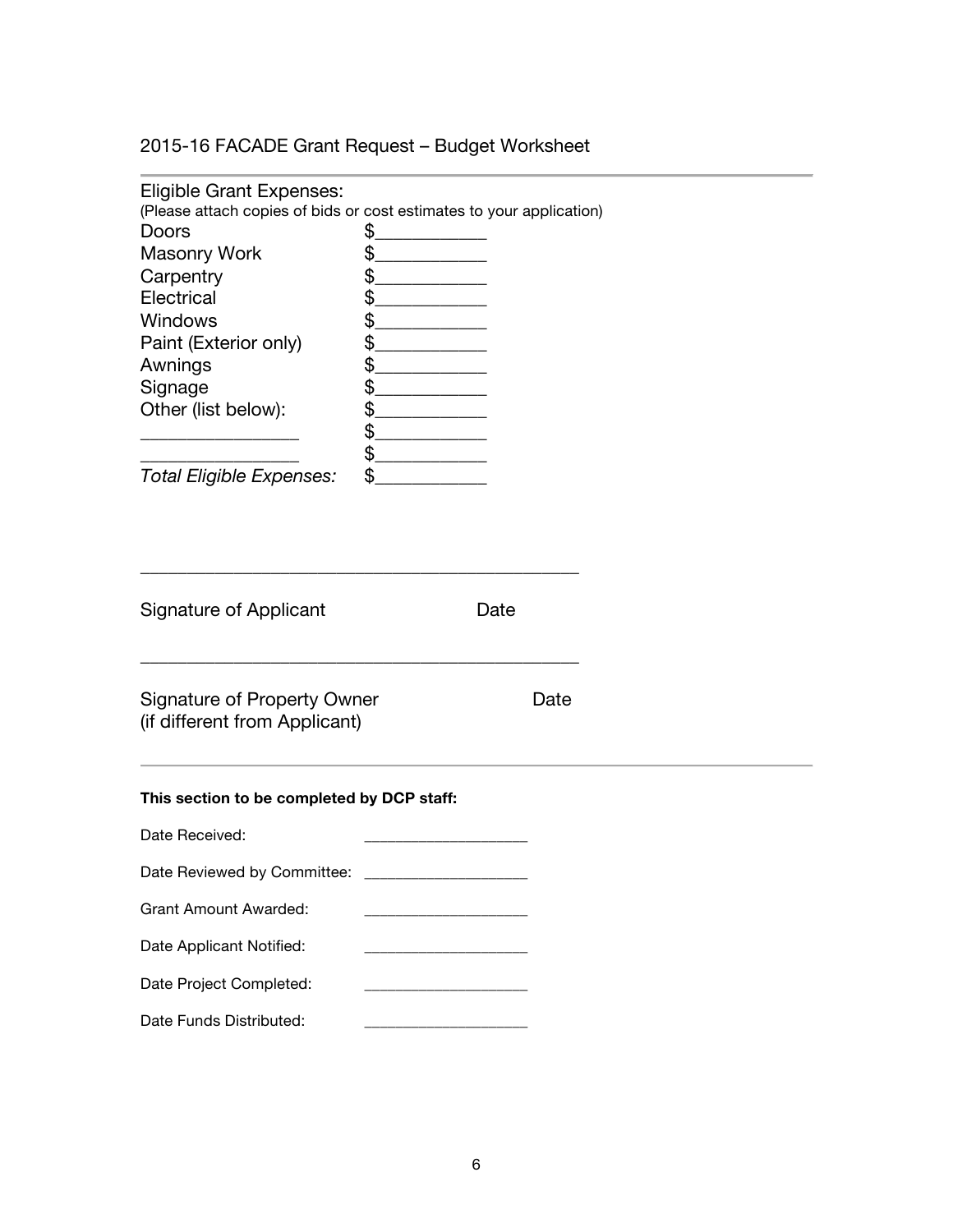## 2015-16 FACADE Grant Request – Budget Worksheet

---

Eligible Grant Expenses:
(Please attach copies of bids or cost estimates to your application)

| | |
|---|---|
| Doors | $___________ |
| Masonry Work | $___________ |
| Carpentry | $___________ |
| Electrical | $___________ |
| Windows | $___________ |
| Paint (Exterior only) | $___________ |
| Awnings | $___________ |
| Signage | $___________ |
| Other (list below): | $___________ |
| ________________ | $___________ |
| ________________ | $___________ |
| *Total Eligible Expenses:* | $___________ |

_______________________________________________

Signature of Applicant                    Date

_______________________________________________

Signature of Property Owner                    Date
(if different from Applicant)

---

**This section to be completed by DCP staff:**

Date Received: ____________________

Date Reviewed by Committee: ____________________

Grant Amount Awarded: ____________________

Date Applicant Notified: ____________________

Date Project Completed: ____________________

Date Funds Distributed: ____________________